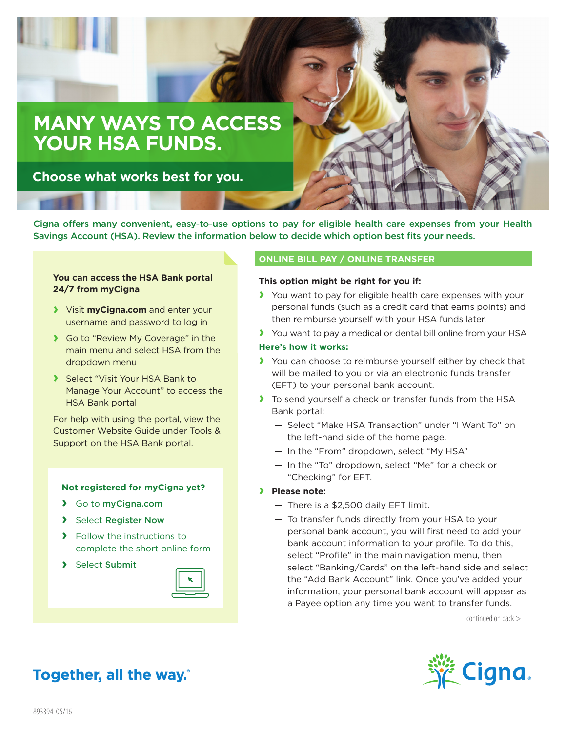# MANY WAYS TO ACCESS YOUR HSA FUNDS.

## Choose what works best for you.

**Cigna offers many convenient, easy-to-use options to pay for eligible health care expenses from your Health Savings Account (HSA). Review the information below to decide which option best fits your needs.**

**You can access the HSA Bank portal 24/7 from myCigna**

- Visit **myCigna.com** and enter your username and password to log in
- Go to "Review My Coverage" in the main menu and select HSA from the dropdown menu
- Select "Visit Your HSA Bank to Manage Your Account" to access the HSA Bank portal

For help with using the portal, view the Customer Website Guide under Tools & Support on the HSA Bank portal.

**Not registered for myCigna yet?**

- Go to **myCigna.com**
- Select **Register Now**
- Follow the instructions to complete the short online form
- Select **Submit**

### ONLINE BILL PAY / ONLINE TRANSFER

**This option might be right for you if:**

- You want to pay for eligible health care expenses with your personal funds (such as a credit card that earns points) and then reimburse yourself with your HSA funds later.
- You want to pay a medical or dental bill online from your HSA

**Here's how it works:**

- You can choose to reimburse yourself either by check that will be mailed to you or via an electronic funds transfer (EFT) to your personal bank account.
- To send yourself a check or transfer funds from the HSA Bank portal:
  - Select "Make HSA Transaction" under "I Want To" on the left-hand side of the home page.
  - In the "From" dropdown, select "My HSA"
  - In the "To" dropdown, select "Me" for a check or "Checking" for EFT.
- **Please note:**
  - There is a $2,500 daily EFT limit.
  - To transfer funds directly from your HSA to your personal bank account, you will first need to add your bank account information to your profile. To do this, select "Profile" in the main navigation menu, then select "Banking/Cards" on the left-hand side and select the "Add Bank Account" link. Once you've added your information, your personal bank account will appear as a Payee option any time you want to transfer funds.

continued on back >

Together, all the way.®

893394 05/16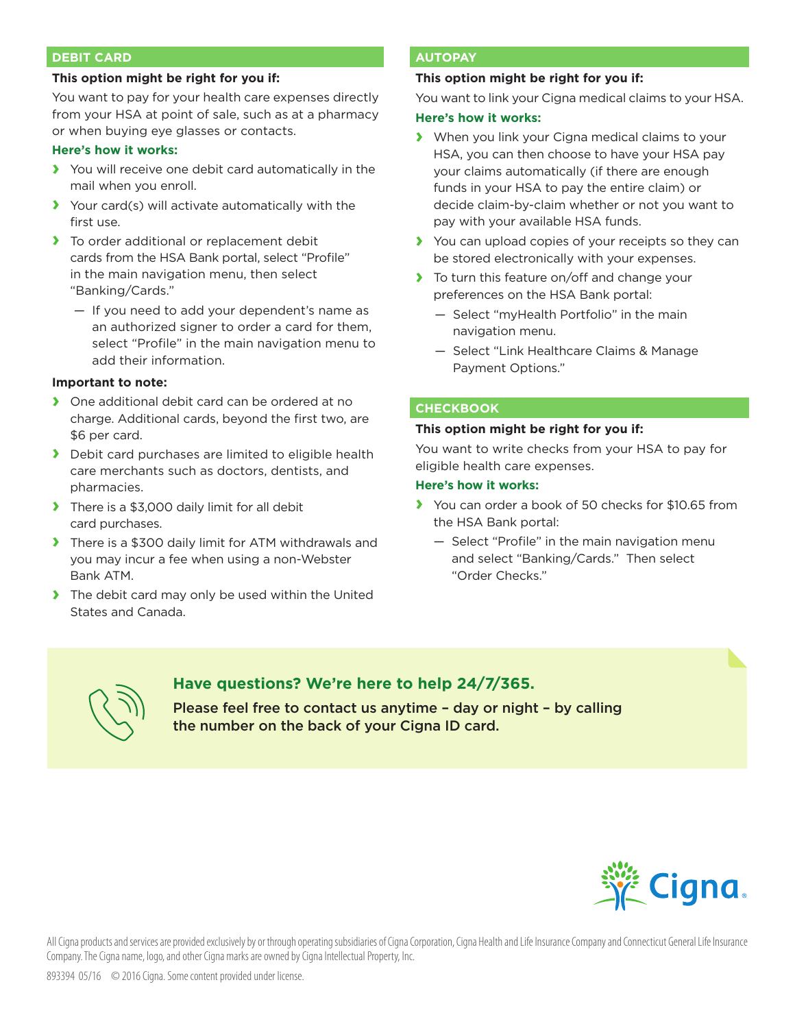## DEBIT CARD

**This option might be right for you if:**

You want to pay for your health care expenses directly from your HSA at point of sale, such as at a pharmacy or when buying eye glasses or contacts.

**Here's how it works:**

- You will receive one debit card automatically in the mail when you enroll.
- Your card(s) will activate automatically with the first use.
- To order additional or replacement debit cards from the HSA Bank portal, select "Profile" in the main navigation menu, then select "Banking/Cards."
  - If you need to add your dependent's name as an authorized signer to order a card for them, select "Profile" in the main navigation menu to add their information.

**Important to note:**

- One additional debit card can be ordered at no charge. Additional cards, beyond the first two, are $6 per card.
- Debit card purchases are limited to eligible health care merchants such as doctors, dentists, and pharmacies.
- There is a $3,000 daily limit for all debit card purchases.
- There is a $300 daily limit for ATM withdrawals and you may incur a fee when using a non-Webster Bank ATM.
- The debit card may only be used within the United States and Canada.

## AUTOPAY

**This option might be right for you if:**

You want to link your Cigna medical claims to your HSA.

**Here's how it works:**

- When you link your Cigna medical claims to your HSA, you can then choose to have your HSA pay your claims automatically (if there are enough funds in your HSA to pay the entire claim) or decide claim-by-claim whether or not you want to pay with your available HSA funds.
- You can upload copies of your receipts so they can be stored electronically with your expenses.
- To turn this feature on/off and change your preferences on the HSA Bank portal:
  - Select "myHealth Portfolio" in the main navigation menu.
  - Select "Link Healthcare Claims & Manage Payment Options."

## CHECKBOOK

**This option might be right for you if:**

You want to write checks from your HSA to pay for eligible health care expenses.

**Here's how it works:**

- You can order a book of 50 checks for $10.65 from the HSA Bank portal:
  - Select "Profile" in the main navigation menu and select "Banking/Cards." Then select "Order Checks."

### Have questions? We're here to help 24/7/365.

**Please feel free to contact us anytime – day or night – by calling the number on the back of your Cigna ID card.**

Cigna.

All Cigna products and services are provided exclusively by or through operating subsidiaries of Cigna Corporation, Cigna Health and Life Insurance Company and Connecticut General Life Insurance Company. The Cigna name, logo, and other Cigna marks are owned by Cigna Intellectual Property, Inc.

893394 05/16 © 2016 Cigna. Some content provided under license.